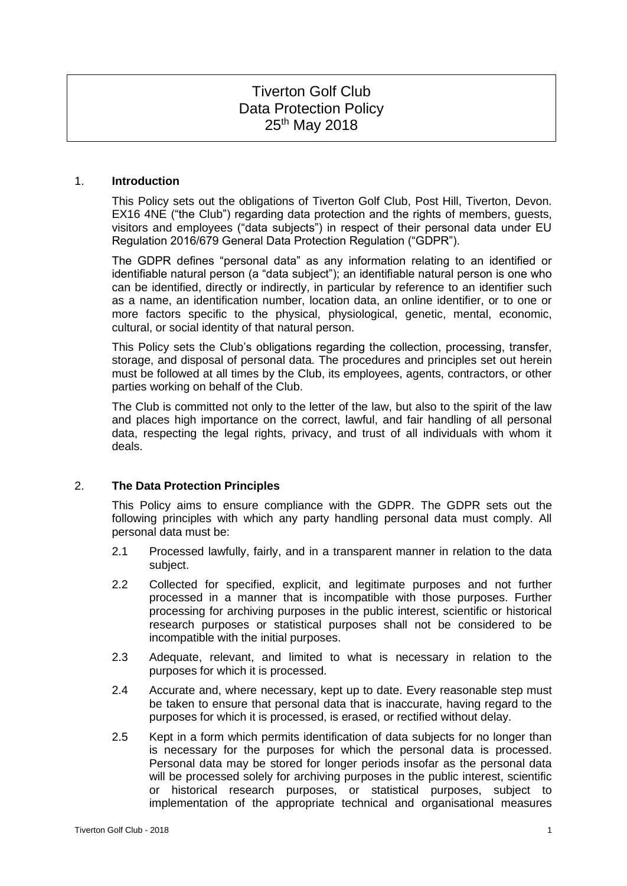# Tiverton Golf Club
# Data Protection Policy
# 25th May 2018

## 1. Introduction

This Policy sets out the obligations of Tiverton Golf Club, Post Hill, Tiverton, Devon. EX16 4NE ("the Club") regarding data protection and the rights of members, guests, visitors and employees ("data subjects") in respect of their personal data under EU Regulation 2016/679 General Data Protection Regulation ("GDPR").

The GDPR defines "personal data" as any information relating to an identified or identifiable natural person (a "data subject"); an identifiable natural person is one who can be identified, directly or indirectly, in particular by reference to an identifier such as a name, an identification number, location data, an online identifier, or to one or more factors specific to the physical, physiological, genetic, mental, economic, cultural, or social identity of that natural person.

This Policy sets the Club's obligations regarding the collection, processing, transfer, storage, and disposal of personal data. The procedures and principles set out herein must be followed at all times by the Club, its employees, agents, contractors, or other parties working on behalf of the Club.

The Club is committed not only to the letter of the law, but also to the spirit of the law and places high importance on the correct, lawful, and fair handling of all personal data, respecting the legal rights, privacy, and trust of all individuals with whom it deals.

## 2. The Data Protection Principles

This Policy aims to ensure compliance with the GDPR. The GDPR sets out the following principles with which any party handling personal data must comply. All personal data must be:

2.1 Processed lawfully, fairly, and in a transparent manner in relation to the data subject.

2.2 Collected for specified, explicit, and legitimate purposes and not further processed in a manner that is incompatible with those purposes. Further processing for archiving purposes in the public interest, scientific or historical research purposes or statistical purposes shall not be considered to be incompatible with the initial purposes.

2.3 Adequate, relevant, and limited to what is necessary in relation to the purposes for which it is processed.

2.4 Accurate and, where necessary, kept up to date. Every reasonable step must be taken to ensure that personal data that is inaccurate, having regard to the purposes for which it is processed, is erased, or rectified without delay.

2.5 Kept in a form which permits identification of data subjects for no longer than is necessary for the purposes for which the personal data is processed. Personal data may be stored for longer periods insofar as the personal data will be processed solely for archiving purposes in the public interest, scientific or historical research purposes, or statistical purposes, subject to implementation of the appropriate technical and organisational measures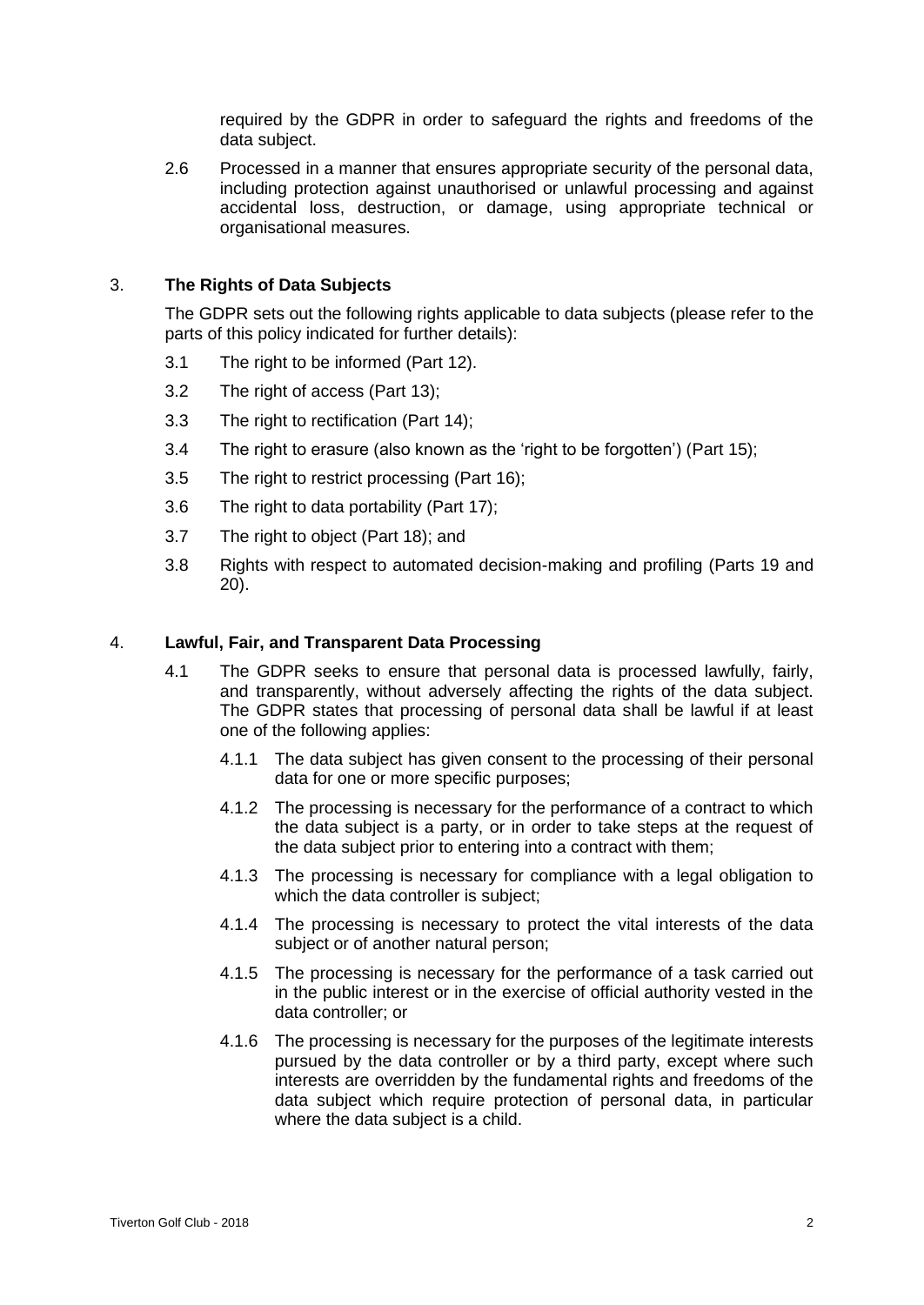required by the GDPR in order to safeguard the rights and freedoms of the data subject.

2.6 Processed in a manner that ensures appropriate security of the personal data, including protection against unauthorised or unlawful processing and against accidental loss, destruction, or damage, using appropriate technical or organisational measures.

## 3. The Rights of Data Subjects

The GDPR sets out the following rights applicable to data subjects (please refer to the parts of this policy indicated for further details):

3.1 The right to be informed (Part 12).

3.2 The right of access (Part 13);

3.3 The right to rectification (Part 14);

3.4 The right to erasure (also known as the 'right to be forgotten') (Part 15);

3.5 The right to restrict processing (Part 16);

3.6 The right to data portability (Part 17);

3.7 The right to object (Part 18); and

3.8 Rights with respect to automated decision-making and profiling (Parts 19 and 20).

## 4. Lawful, Fair, and Transparent Data Processing

4.1 The GDPR seeks to ensure that personal data is processed lawfully, fairly, and transparently, without adversely affecting the rights of the data subject. The GDPR states that processing of personal data shall be lawful if at least one of the following applies:

4.1.1 The data subject has given consent to the processing of their personal data for one or more specific purposes;

4.1.2 The processing is necessary for the performance of a contract to which the data subject is a party, or in order to take steps at the request of the data subject prior to entering into a contract with them;

4.1.3 The processing is necessary for compliance with a legal obligation to which the data controller is subject;

4.1.4 The processing is necessary to protect the vital interests of the data subject or of another natural person;

4.1.5 The processing is necessary for the performance of a task carried out in the public interest or in the exercise of official authority vested in the data controller; or

4.1.6 The processing is necessary for the purposes of the legitimate interests pursued by the data controller or by a third party, except where such interests are overridden by the fundamental rights and freedoms of the data subject which require protection of personal data, in particular where the data subject is a child.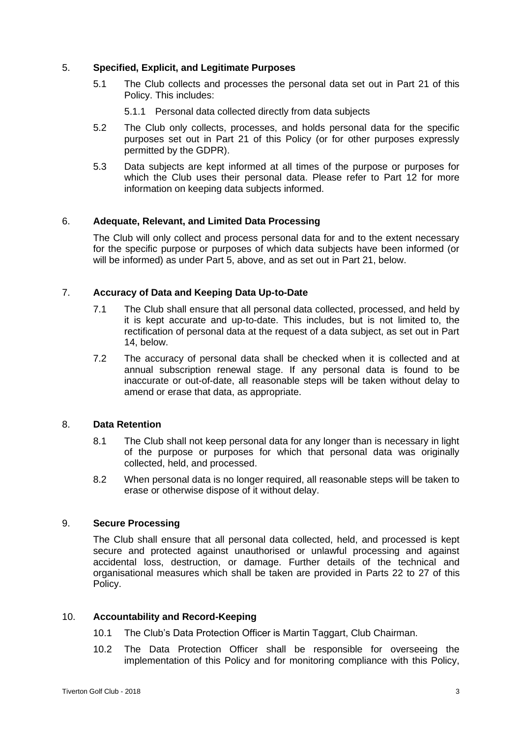## 5. Specified, Explicit, and Legitimate Purposes

5.1 The Club collects and processes the personal data set out in Part 21 of this Policy. This includes:

5.1.1 Personal data collected directly from data subjects

5.2 The Club only collects, processes, and holds personal data for the specific purposes set out in Part 21 of this Policy (or for other purposes expressly permitted by the GDPR).

5.3 Data subjects are kept informed at all times of the purpose or purposes for which the Club uses their personal data. Please refer to Part 12 for more information on keeping data subjects informed.

## 6. Adequate, Relevant, and Limited Data Processing

The Club will only collect and process personal data for and to the extent necessary for the specific purpose or purposes of which data subjects have been informed (or will be informed) as under Part 5, above, and as set out in Part 21, below.

## 7. Accuracy of Data and Keeping Data Up-to-Date

7.1 The Club shall ensure that all personal data collected, processed, and held by it is kept accurate and up-to-date. This includes, but is not limited to, the rectification of personal data at the request of a data subject, as set out in Part 14, below.

7.2 The accuracy of personal data shall be checked when it is collected and at annual subscription renewal stage. If any personal data is found to be inaccurate or out-of-date, all reasonable steps will be taken without delay to amend or erase that data, as appropriate.

## 8. Data Retention

8.1 The Club shall not keep personal data for any longer than is necessary in light of the purpose or purposes for which that personal data was originally collected, held, and processed.

8.2 When personal data is no longer required, all reasonable steps will be taken to erase or otherwise dispose of it without delay.

## 9. Secure Processing

The Club shall ensure that all personal data collected, held, and processed is kept secure and protected against unauthorised or unlawful processing and against accidental loss, destruction, or damage. Further details of the technical and organisational measures which shall be taken are provided in Parts 22 to 27 of this Policy.

## 10. Accountability and Record-Keeping

10.1 The Club's Data Protection Officer is Martin Taggart, Club Chairman.

10.2 The Data Protection Officer shall be responsible for overseeing the implementation of this Policy and for monitoring compliance with this Policy,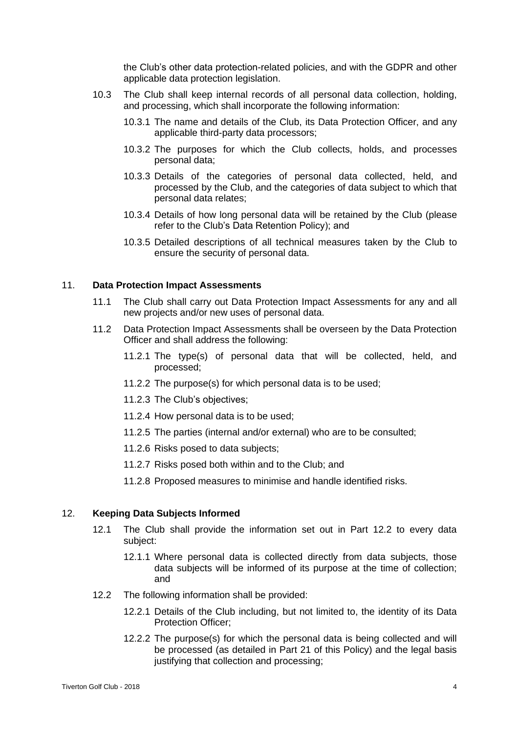the Club's other data protection-related policies, and with the GDPR and other applicable data protection legislation.

10.3 The Club shall keep internal records of all personal data collection, holding, and processing, which shall incorporate the following information:

10.3.1 The name and details of the Club, its Data Protection Officer, and any applicable third-party data processors;

10.3.2 The purposes for which the Club collects, holds, and processes personal data;

10.3.3 Details of the categories of personal data collected, held, and processed by the Club, and the categories of data subject to which that personal data relates;

10.3.4 Details of how long personal data will be retained by the Club (please refer to the Club's Data Retention Policy); and

10.3.5 Detailed descriptions of all technical measures taken by the Club to ensure the security of personal data.

## 11. **Data Protection Impact Assessments**

11.1 The Club shall carry out Data Protection Impact Assessments for any and all new projects and/or new uses of personal data.

11.2 Data Protection Impact Assessments shall be overseen by the Data Protection Officer and shall address the following:

11.2.1 The type(s) of personal data that will be collected, held, and processed;

11.2.2 The purpose(s) for which personal data is to be used;

11.2.3 The Club's objectives;

11.2.4 How personal data is to be used;

11.2.5 The parties (internal and/or external) who are to be consulted;

11.2.6 Risks posed to data subjects;

11.2.7 Risks posed both within and to the Club; and

11.2.8 Proposed measures to minimise and handle identified risks.

## 12. **Keeping Data Subjects Informed**

12.1 The Club shall provide the information set out in Part 12.2 to every data subject:

12.1.1 Where personal data is collected directly from data subjects, those data subjects will be informed of its purpose at the time of collection; and

12.2 The following information shall be provided:

12.2.1 Details of the Club including, but not limited to, the identity of its Data Protection Officer;

12.2.2 The purpose(s) for which the personal data is being collected and will be processed (as detailed in Part 21 of this Policy) and the legal basis justifying that collection and processing;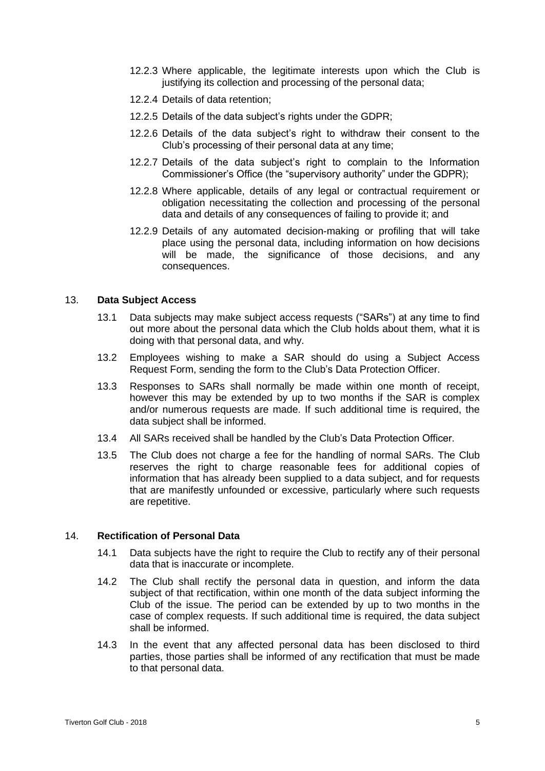12.2.3 Where applicable, the legitimate interests upon which the Club is justifying its collection and processing of the personal data;

12.2.4 Details of data retention;

12.2.5 Details of the data subject's rights under the GDPR;

12.2.6 Details of the data subject's right to withdraw their consent to the Club's processing of their personal data at any time;

12.2.7 Details of the data subject's right to complain to the Information Commissioner's Office (the "supervisory authority" under the GDPR);

12.2.8 Where applicable, details of any legal or contractual requirement or obligation necessitating the collection and processing of the personal data and details of any consequences of failing to provide it; and

12.2.9 Details of any automated decision-making or profiling that will take place using the personal data, including information on how decisions will be made, the significance of those decisions, and any consequences.

## 13. **Data Subject Access**

13.1 Data subjects may make subject access requests ("SARs") at any time to find out more about the personal data which the Club holds about them, what it is doing with that personal data, and why.

13.2 Employees wishing to make a SAR should do using a Subject Access Request Form, sending the form to the Club's Data Protection Officer.

13.3 Responses to SARs shall normally be made within one month of receipt, however this may be extended by up to two months if the SAR is complex and/or numerous requests are made. If such additional time is required, the data subject shall be informed.

13.4 All SARs received shall be handled by the Club's Data Protection Officer.

13.5 The Club does not charge a fee for the handling of normal SARs. The Club reserves the right to charge reasonable fees for additional copies of information that has already been supplied to a data subject, and for requests that are manifestly unfounded or excessive, particularly where such requests are repetitive.

## 14. **Rectification of Personal Data**

14.1 Data subjects have the right to require the Club to rectify any of their personal data that is inaccurate or incomplete.

14.2 The Club shall rectify the personal data in question, and inform the data subject of that rectification, within one month of the data subject informing the Club of the issue. The period can be extended by up to two months in the case of complex requests. If such additional time is required, the data subject shall be informed.

14.3 In the event that any affected personal data has been disclosed to third parties, those parties shall be informed of any rectification that must be made to that personal data.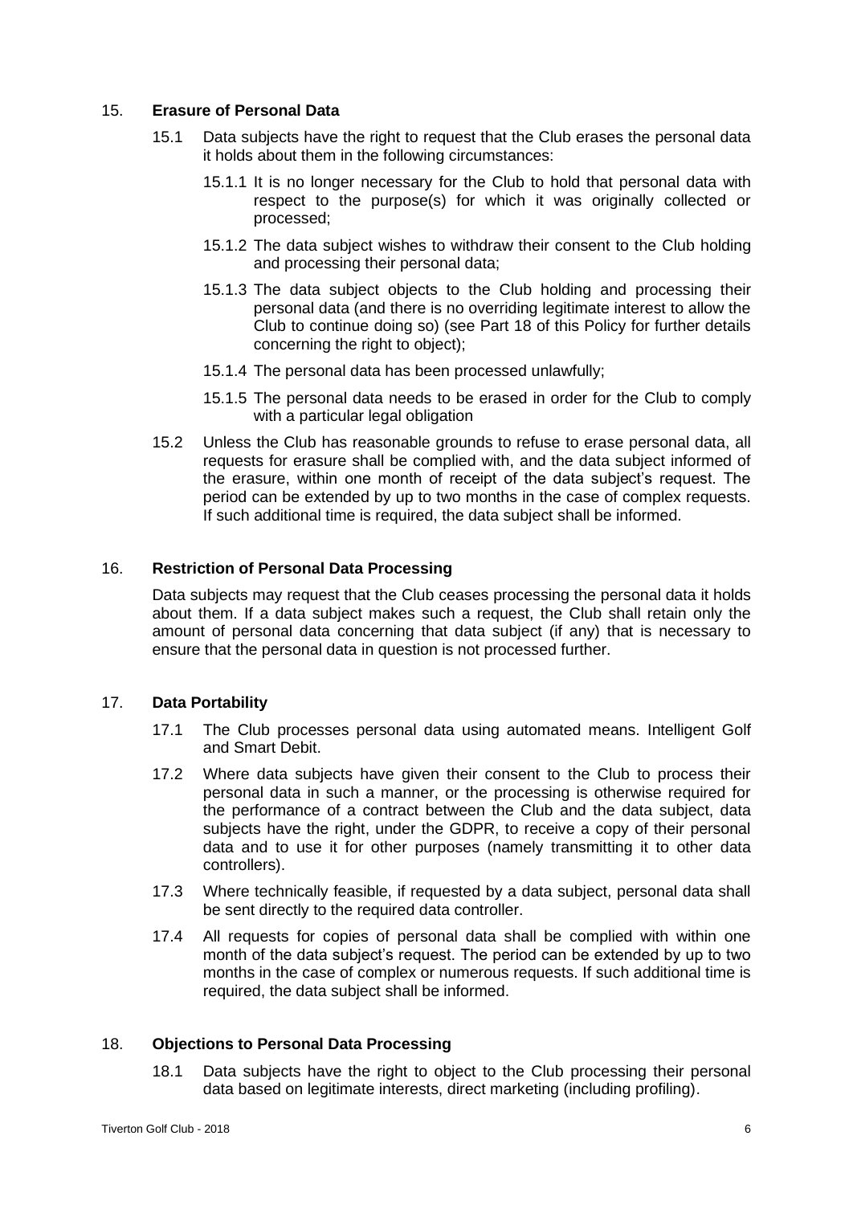## 15. **Erasure of Personal Data**

15.1 Data subjects have the right to request that the Club erases the personal data it holds about them in the following circumstances:

15.1.1 It is no longer necessary for the Club to hold that personal data with respect to the purpose(s) for which it was originally collected or processed;

15.1.2 The data subject wishes to withdraw their consent to the Club holding and processing their personal data;

15.1.3 The data subject objects to the Club holding and processing their personal data (and there is no overriding legitimate interest to allow the Club to continue doing so) (see Part 18 of this Policy for further details concerning the right to object);

15.1.4 The personal data has been processed unlawfully;

15.1.5 The personal data needs to be erased in order for the Club to comply with a particular legal obligation

15.2 Unless the Club has reasonable grounds to refuse to erase personal data, all requests for erasure shall be complied with, and the data subject informed of the erasure, within one month of receipt of the data subject's request. The period can be extended by up to two months in the case of complex requests. If such additional time is required, the data subject shall be informed.

## 16. **Restriction of Personal Data Processing**

Data subjects may request that the Club ceases processing the personal data it holds about them. If a data subject makes such a request, the Club shall retain only the amount of personal data concerning that data subject (if any) that is necessary to ensure that the personal data in question is not processed further.

## 17. **Data Portability**

17.1 The Club processes personal data using automated means. Intelligent Golf and Smart Debit.

17.2 Where data subjects have given their consent to the Club to process their personal data in such a manner, or the processing is otherwise required for the performance of a contract between the Club and the data subject, data subjects have the right, under the GDPR, to receive a copy of their personal data and to use it for other purposes (namely transmitting it to other data controllers).

17.3 Where technically feasible, if requested by a data subject, personal data shall be sent directly to the required data controller.

17.4 All requests for copies of personal data shall be complied with within one month of the data subject's request. The period can be extended by up to two months in the case of complex or numerous requests. If such additional time is required, the data subject shall be informed.

## 18. **Objections to Personal Data Processing**

18.1 Data subjects have the right to object to the Club processing their personal data based on legitimate interests, direct marketing (including profiling).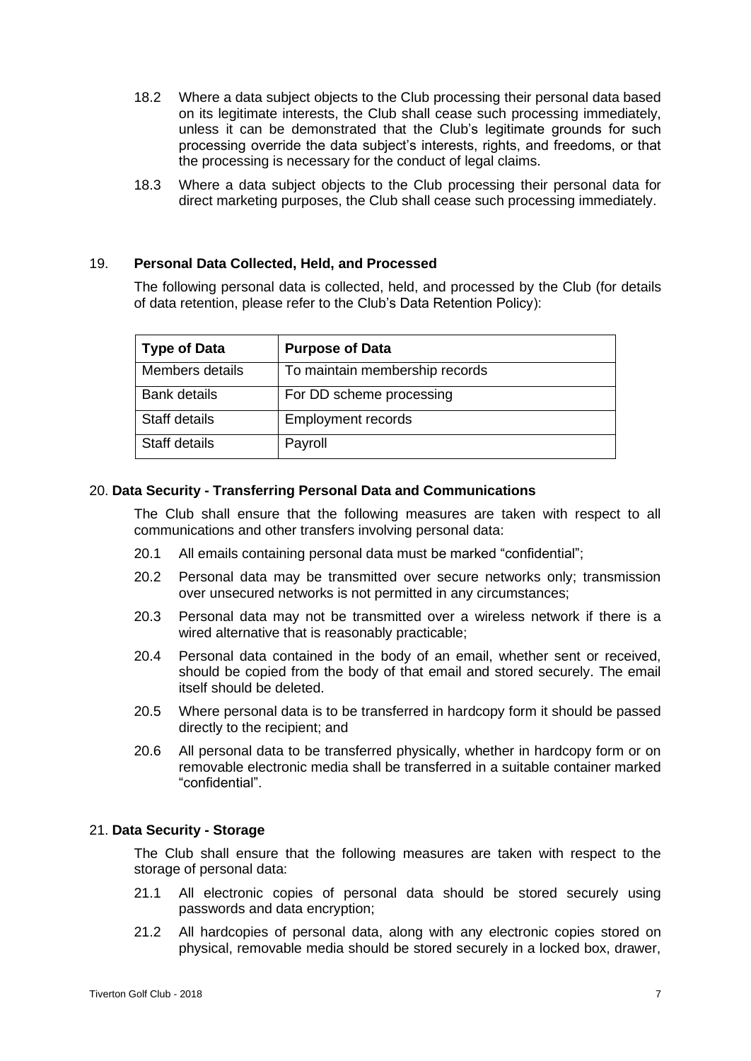18.2 Where a data subject objects to the Club processing their personal data based on its legitimate interests, the Club shall cease such processing immediately, unless it can be demonstrated that the Club's legitimate grounds for such processing override the data subject's interests, rights, and freedoms, or that the processing is necessary for the conduct of legal claims.

18.3 Where a data subject objects to the Club processing their personal data for direct marketing purposes, the Club shall cease such processing immediately.

## 19. **Personal Data Collected, Held, and Processed**

The following personal data is collected, held, and processed by the Club (for details of data retention, please refer to the Club's Data Retention Policy):

| Type of Data | Purpose of Data |
|---|---|
| Members details | To maintain membership records |
| Bank details | For DD scheme processing |
| Staff details | Employment records |
| Staff details | Payroll |

## 20. **Data Security - Transferring Personal Data and Communications**

The Club shall ensure that the following measures are taken with respect to all communications and other transfers involving personal data:

20.1 All emails containing personal data must be marked "confidential";

20.2 Personal data may be transmitted over secure networks only; transmission over unsecured networks is not permitted in any circumstances;

20.3 Personal data may not be transmitted over a wireless network if there is a wired alternative that is reasonably practicable;

20.4 Personal data contained in the body of an email, whether sent or received, should be copied from the body of that email and stored securely. The email itself should be deleted.

20.5 Where personal data is to be transferred in hardcopy form it should be passed directly to the recipient; and

20.6 All personal data to be transferred physically, whether in hardcopy form or on removable electronic media shall be transferred in a suitable container marked "confidential".

## 21. **Data Security - Storage**

The Club shall ensure that the following measures are taken with respect to the storage of personal data:

21.1 All electronic copies of personal data should be stored securely using passwords and data encryption;

21.2 All hardcopies of personal data, along with any electronic copies stored on physical, removable media should be stored securely in a locked box, drawer,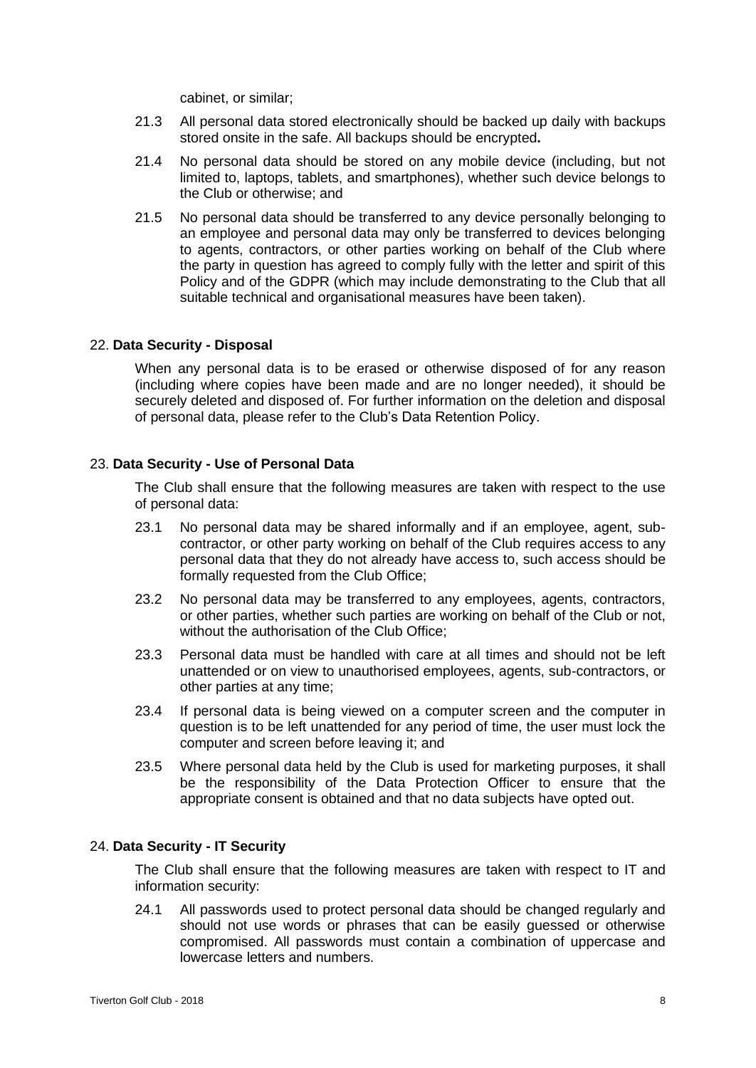cabinet, or similar;

21.3 All personal data stored electronically should be backed up daily with backups stored onsite in the safe. All backups should be encrypted**.**

21.4 No personal data should be stored on any mobile device (including, but not limited to, laptops, tablets, and smartphones), whether such device belongs to the Club or otherwise; and

21.5 No personal data should be transferred to any device personally belonging to an employee and personal data may only be transferred to devices belonging to agents, contractors, or other parties working on behalf of the Club where the party in question has agreed to comply fully with the letter and spirit of this Policy and of the GDPR (which may include demonstrating to the Club that all suitable technical and organisational measures have been taken).

## 22. **Data Security - Disposal**

When any personal data is to be erased or otherwise disposed of for any reason (including where copies have been made and are no longer needed), it should be securely deleted and disposed of. For further information on the deletion and disposal of personal data, please refer to the Club's Data Retention Policy.

## 23. **Data Security - Use of Personal Data**

The Club shall ensure that the following measures are taken with respect to the use of personal data:

23.1 No personal data may be shared informally and if an employee, agent, sub-contractor, or other party working on behalf of the Club requires access to any personal data that they do not already have access to, such access should be formally requested from the Club Office;

23.2 No personal data may be transferred to any employees, agents, contractors, or other parties, whether such parties are working on behalf of the Club or not, without the authorisation of the Club Office;

23.3 Personal data must be handled with care at all times and should not be left unattended or on view to unauthorised employees, agents, sub-contractors, or other parties at any time;

23.4 If personal data is being viewed on a computer screen and the computer in question is to be left unattended for any period of time, the user must lock the computer and screen before leaving it; and

23.5 Where personal data held by the Club is used for marketing purposes, it shall be the responsibility of the Data Protection Officer to ensure that the appropriate consent is obtained and that no data subjects have opted out.

## 24. **Data Security - IT Security**

The Club shall ensure that the following measures are taken with respect to IT and information security:

24.1 All passwords used to protect personal data should be changed regularly and should not use words or phrases that can be easily guessed or otherwise compromised. All passwords must contain a combination of uppercase and lowercase letters and numbers.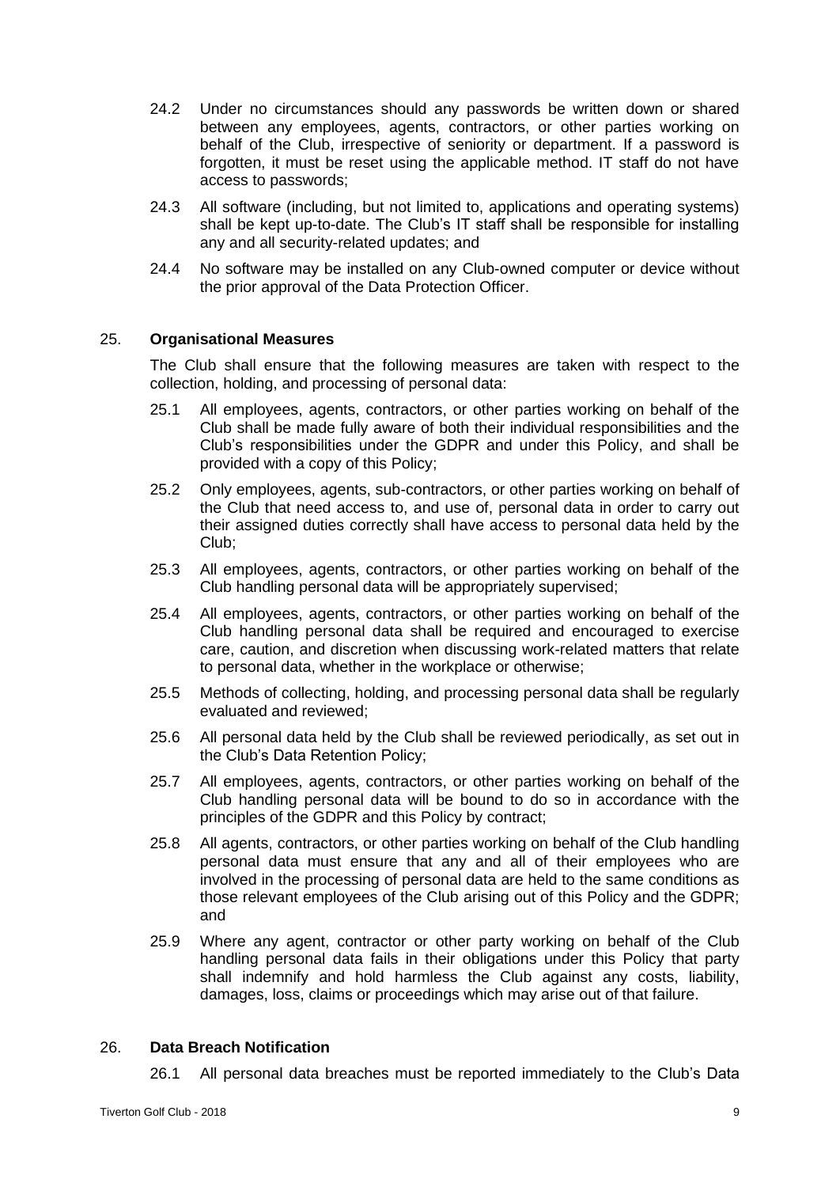24.2 Under no circumstances should any passwords be written down or shared between any employees, agents, contractors, or other parties working on behalf of the Club, irrespective of seniority or department. If a password is forgotten, it must be reset using the applicable method. IT staff do not have access to passwords;

24.3 All software (including, but not limited to, applications and operating systems) shall be kept up-to-date. The Club's IT staff shall be responsible for installing any and all security-related updates; and

24.4 No software may be installed on any Club-owned computer or device without the prior approval of the Data Protection Officer.

## 25. Organisational Measures

The Club shall ensure that the following measures are taken with respect to the collection, holding, and processing of personal data:

25.1 All employees, agents, contractors, or other parties working on behalf of the Club shall be made fully aware of both their individual responsibilities and the Club's responsibilities under the GDPR and under this Policy, and shall be provided with a copy of this Policy;

25.2 Only employees, agents, sub-contractors, or other parties working on behalf of the Club that need access to, and use of, personal data in order to carry out their assigned duties correctly shall have access to personal data held by the Club;

25.3 All employees, agents, contractors, or other parties working on behalf of the Club handling personal data will be appropriately supervised;

25.4 All employees, agents, contractors, or other parties working on behalf of the Club handling personal data shall be required and encouraged to exercise care, caution, and discretion when discussing work-related matters that relate to personal data, whether in the workplace or otherwise;

25.5 Methods of collecting, holding, and processing personal data shall be regularly evaluated and reviewed;

25.6 All personal data held by the Club shall be reviewed periodically, as set out in the Club's Data Retention Policy;

25.7 All employees, agents, contractors, or other parties working on behalf of the Club handling personal data will be bound to do so in accordance with the principles of the GDPR and this Policy by contract;

25.8 All agents, contractors, or other parties working on behalf of the Club handling personal data must ensure that any and all of their employees who are involved in the processing of personal data are held to the same conditions as those relevant employees of the Club arising out of this Policy and the GDPR; and

25.9 Where any agent, contractor or other party working on behalf of the Club handling personal data fails in their obligations under this Policy that party shall indemnify and hold harmless the Club against any costs, liability, damages, loss, claims or proceedings which may arise out of that failure.

## 26. Data Breach Notification

26.1 All personal data breaches must be reported immediately to the Club's Data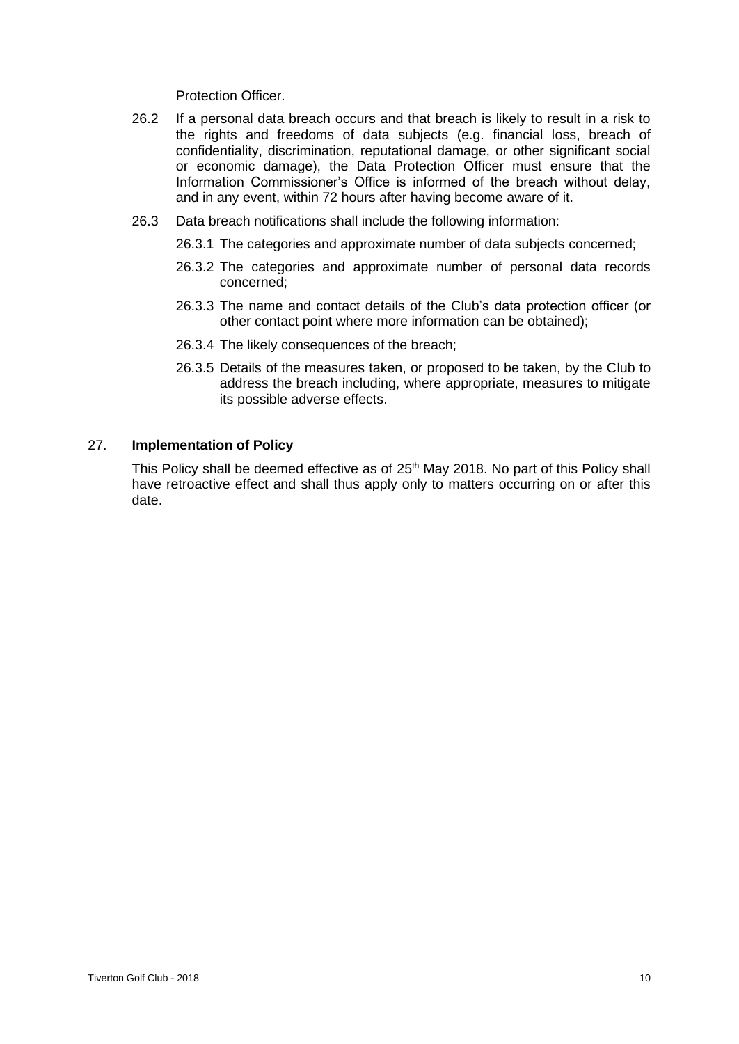Protection Officer.

26.2 If a personal data breach occurs and that breach is likely to result in a risk to the rights and freedoms of data subjects (e.g. financial loss, breach of confidentiality, discrimination, reputational damage, or other significant social or economic damage), the Data Protection Officer must ensure that the Information Commissioner's Office is informed of the breach without delay, and in any event, within 72 hours after having become aware of it.

26.3 Data breach notifications shall include the following information:

26.3.1 The categories and approximate number of data subjects concerned;

26.3.2 The categories and approximate number of personal data records concerned;

26.3.3 The name and contact details of the Club's data protection officer (or other contact point where more information can be obtained);

26.3.4 The likely consequences of the breach;

26.3.5 Details of the measures taken, or proposed to be taken, by the Club to address the breach including, where appropriate, measures to mitigate its possible adverse effects.

## 27. **Implementation of Policy**

This Policy shall be deemed effective as of 25th May 2018. No part of this Policy shall have retroactive effect and shall thus apply only to matters occurring on or after this date.